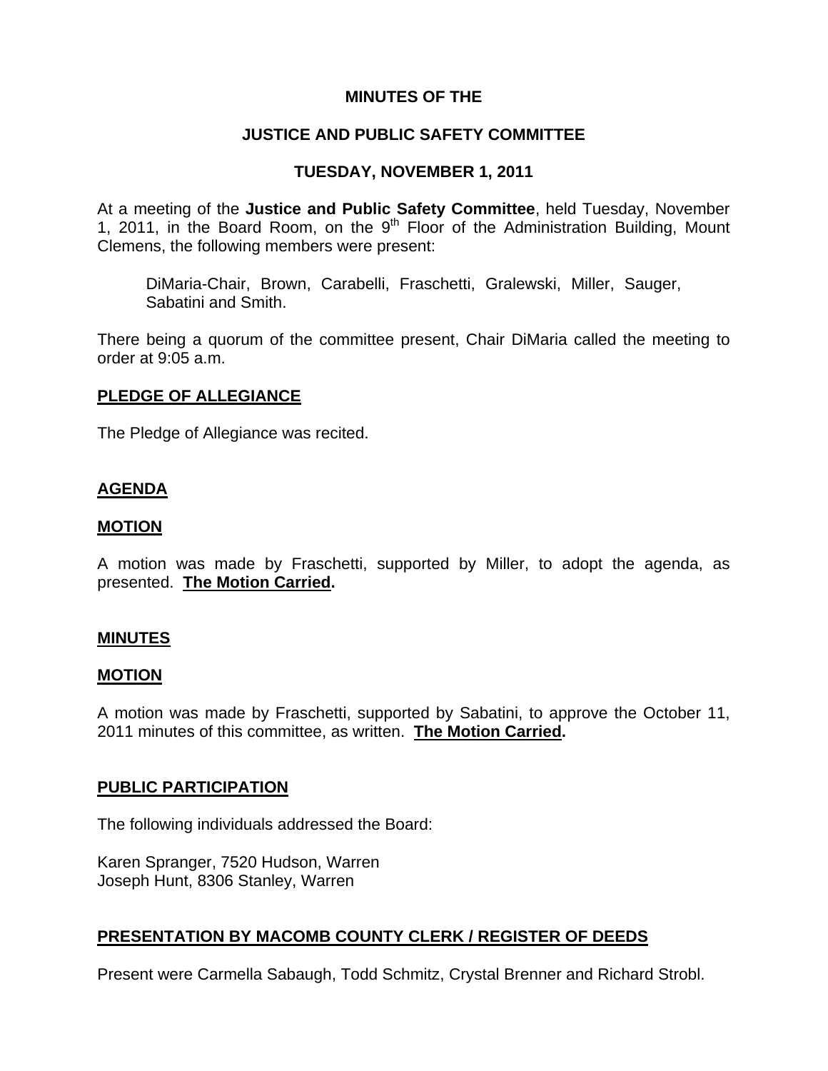**MINUTES OF THE**

**JUSTICE AND PUBLIC SAFETY COMMITTEE**

**TUESDAY, NOVEMBER 1, 2011**

At a meeting of the **Justice and Public Safety Committee**, held Tuesday, November 1, 2011, in the Board Room, on the 9th Floor of the Administration Building, Mount Clemens, the following members were present:

DiMaria-Chair, Brown, Carabelli, Fraschetti, Gralewski, Miller, Sauger, Sabatini and Smith.

There being a quorum of the committee present, Chair DiMaria called the meeting to order at 9:05 a.m.

**PLEDGE OF ALLEGIANCE**

The Pledge of Allegiance was recited.

**AGENDA**

**MOTION**

A motion was made by Fraschetti, supported by Miller, to adopt the agenda, as presented. **The Motion Carried.**

**MINUTES**

**MOTION**

A motion was made by Fraschetti, supported by Sabatini, to approve the October 11, 2011 minutes of this committee, as written. **The Motion Carried.**

**PUBLIC PARTICIPATION**

The following individuals addressed the Board:

Karen Spranger, 7520 Hudson, Warren
Joseph Hunt, 8306 Stanley, Warren

**PRESENTATION BY MACOMB COUNTY CLERK / REGISTER OF DEEDS**

Present were Carmella Sabaugh, Todd Schmitz, Crystal Brenner and Richard Strobl.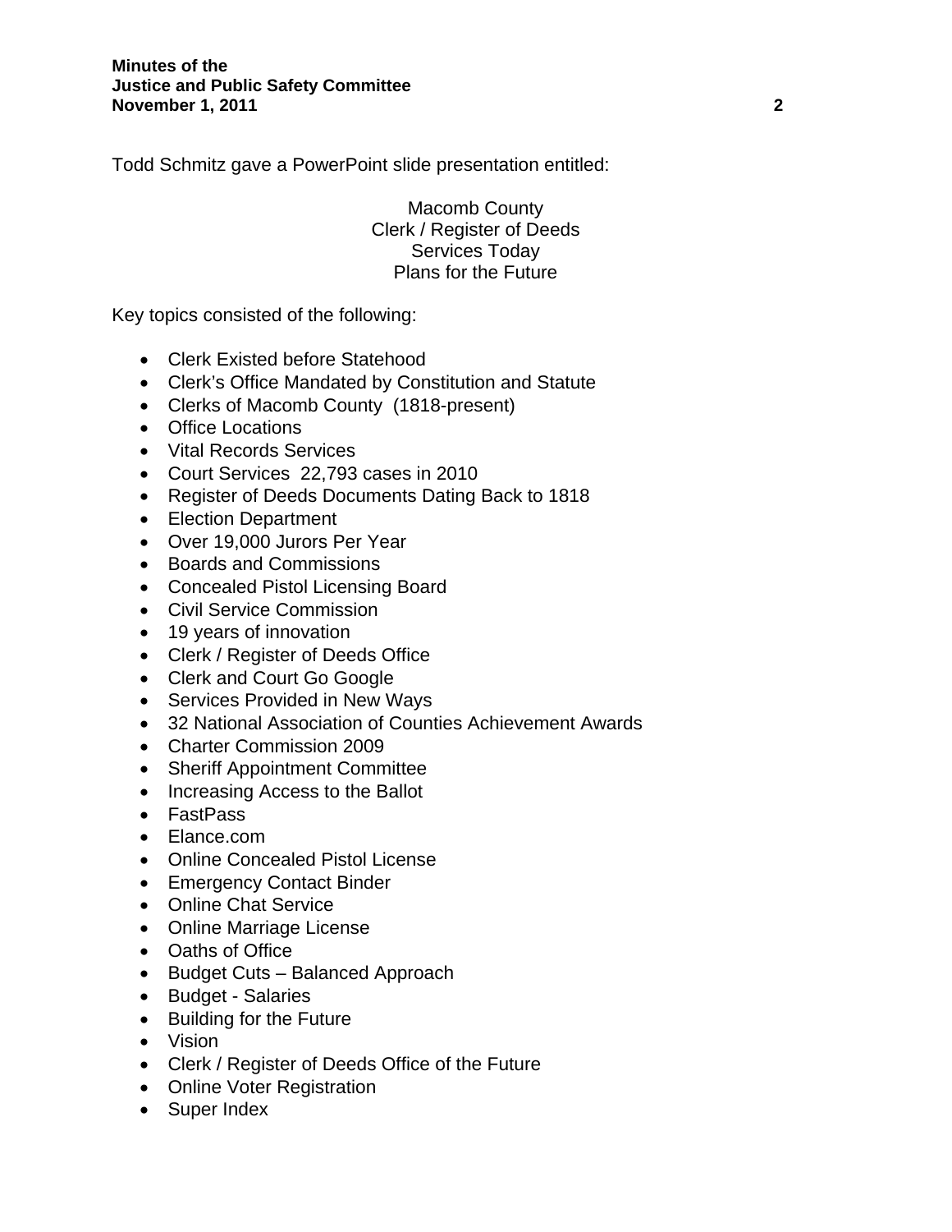Todd Schmitz gave a PowerPoint slide presentation entitled:

Macomb County
Clerk / Register of Deeds
Services Today
Plans for the Future

Key topics consisted of the following:

- Clerk Existed before Statehood
- Clerk's Office Mandated by Constitution and Statute
- Clerks of Macomb County (1818-present)
- Office Locations
- Vital Records Services
- Court Services 22,793 cases in 2010
- Register of Deeds Documents Dating Back to 1818
- Election Department
- Over 19,000 Jurors Per Year
- Boards and Commissions
- Concealed Pistol Licensing Board
- Civil Service Commission
- 19 years of innovation
- Clerk / Register of Deeds Office
- Clerk and Court Go Google
- Services Provided in New Ways
- 32 National Association of Counties Achievement Awards
- Charter Commission 2009
- Sheriff Appointment Committee
- Increasing Access to the Ballot
- FastPass
- Elance.com
- Online Concealed Pistol License
- Emergency Contact Binder
- Online Chat Service
- Online Marriage License
- Oaths of Office
- Budget Cuts – Balanced Approach
- Budget - Salaries
- Building for the Future
- Vision
- Clerk / Register of Deeds Office of the Future
- Online Voter Registration
- Super Index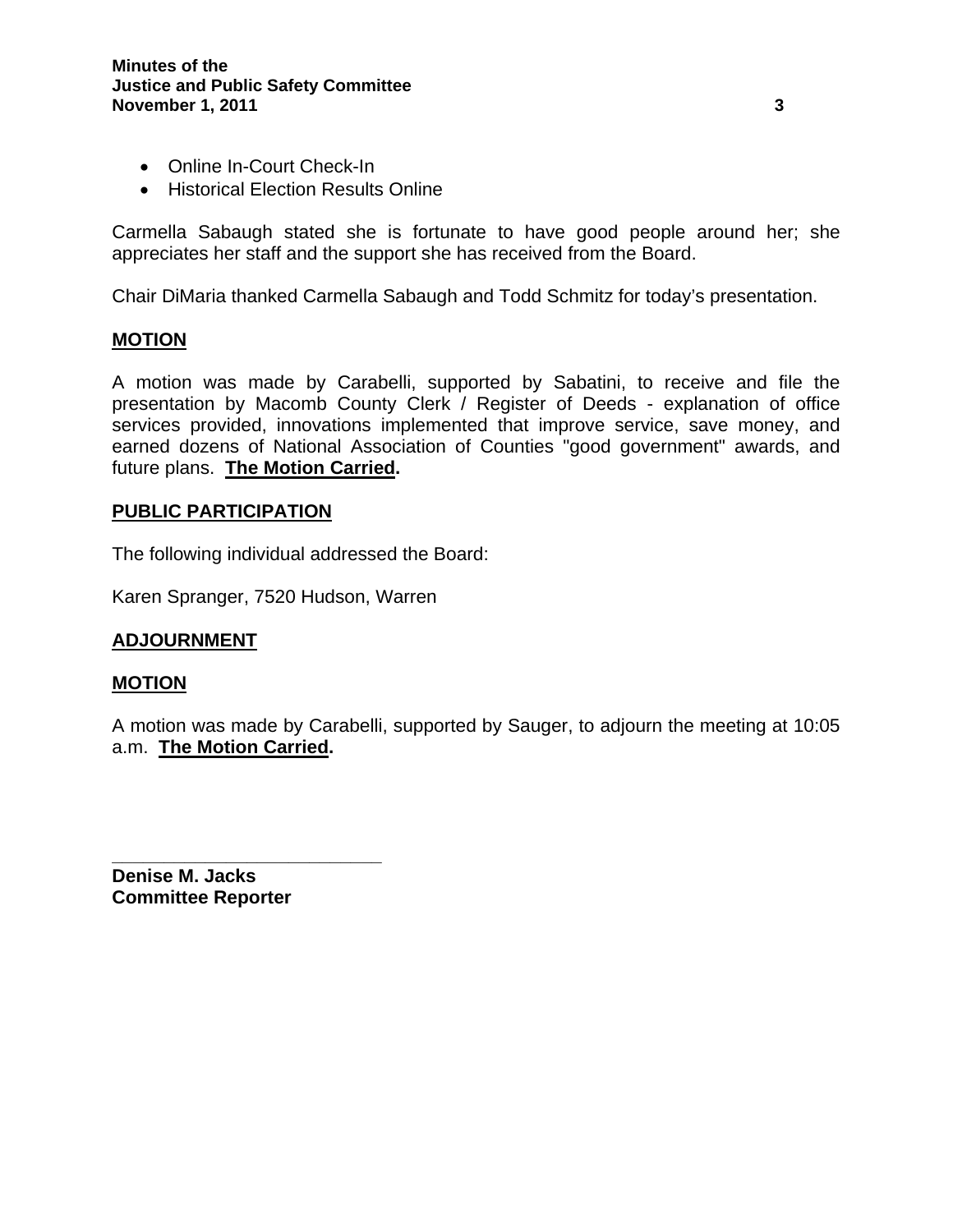- Online In-Court Check-In
- Historical Election Results Online

Carmella Sabaugh stated she is fortunate to have good people around her; she appreciates her staff and the support she has received from the Board.

Chair DiMaria thanked Carmella Sabaugh and Todd Schmitz for today's presentation.

**MOTION**

A motion was made by Carabelli, supported by Sabatini, to receive and file the presentation by Macomb County Clerk / Register of Deeds - explanation of office services provided, innovations implemented that improve service, save money, and earned dozens of National Association of Counties "good government" awards, and future plans. **The Motion Carried.**

**PUBLIC PARTICIPATION**

The following individual addressed the Board:

Karen Spranger, 7520 Hudson, Warren

**ADJOURNMENT**

**MOTION**

A motion was made by Carabelli, supported by Sauger, to adjourn the meeting at 10:05 a.m. **The Motion Carried.**

______________________________

**Denise M. Jacks**
**Committee Reporter**